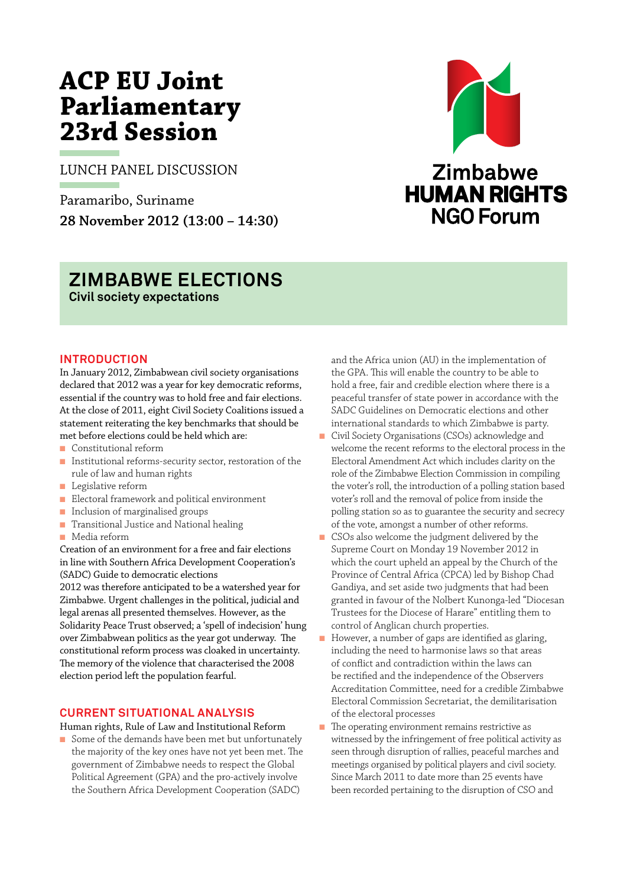# ACP EU Joint Parliamentary 23rd Session

LUNCH PANEL DISCUSSION

Paramaribo, Suriname

**28 November 2012 (13:00 – 14:30)**

Zimbabwe HUMAN RIGHTS NGO Forum

## ZIMBABWE ELECTIONS

**Civil society expectations**

### INTRODUCTION

In January 2012, Zimbabwean civil society organisations declared that 2012 was a year for key democratic reforms, essential if the country was to hold free and fair elections. At the close of 2011, eight Civil Society Coalitions issued a statement reiterating the key benchmarks that should be met before elections could be held which are:

- Constitutional reform
- Institutional reforms-security sector, restoration of the rule of law and human rights
- Legislative reform
- Electoral framework and political environment
- Inclusion of marginalised groups
- Transitional Justice and National healing
- Media reform

Creation of an environment for a free and fair elections in line with Southern Africa Development Cooperation's (SADC) Guide to democratic elections

2012 was therefore anticipated to be a watershed year for Zimbabwe. Urgent challenges in the political, judicial and legal arenas all presented themselves. However, as the Solidarity Peace Trust observed; a 'spell of indecision' hung over Zimbabwean politics as the year got underway. The constitutional reform process was cloaked in uncertainty. The memory of the violence that characterised the 2008 election period left the population fearful.

### CURRENT SITUATIONAL ANALYSIS

Human rights, Rule of Law and Institutional Reform

- Some of the demands have been met but unfortunately the majority of the key ones have not yet been met. The government of Zimbabwe needs to respect the Global Political Agreement (GPA) and the pro-actively involve the Southern Africa Development Cooperation (SADC) and the Africa union (AU) in the implementation of the GPA. This will enable the country to be able to hold a free, fair and credible election where there is a peaceful transfer of state power in accordance with the SADC Guidelines on Democratic elections and other international standards to which Zimbabwe is party.
- Civil Society Organisations (CSOs) acknowledge and welcome the recent reforms to the electoral process in the Electoral Amendment Act which includes clarity on the role of the Zimbabwe Election Commission in compiling the voter's roll, the introduction of a polling station based voter's roll and the removal of police from inside the polling station so as to guarantee the security and secrecy of the vote, amongst a number of other reforms.
- CSOs also welcome the judgment delivered by the Supreme Court on Monday 19 November 2012 in which the court upheld an appeal by the Church of the Province of Central Africa (CPCA) led by Bishop Chad Gandiya, and set aside two judgments that had been granted in favour of the Nolbert Kunonga-led "Diocesan Trustees for the Diocese of Harare" entitling them to control of Anglican church properties.
- However, a number of gaps are identified as glaring, including the need to harmonise laws so that areas of conflict and contradiction within the laws can be rectified and the independence of the Observers Accreditation Committee, need for a credible Zimbabwe Electoral Commission Secretariat, the demilitarisation of the electoral processes
- The operating environment remains restrictive as witnessed by the infringement of free political activity as seen through disruption of rallies, peaceful marches and meetings organised by political players and civil society. Since March 2011 to date more than 25 events have been recorded pertaining to the disruption of CSO and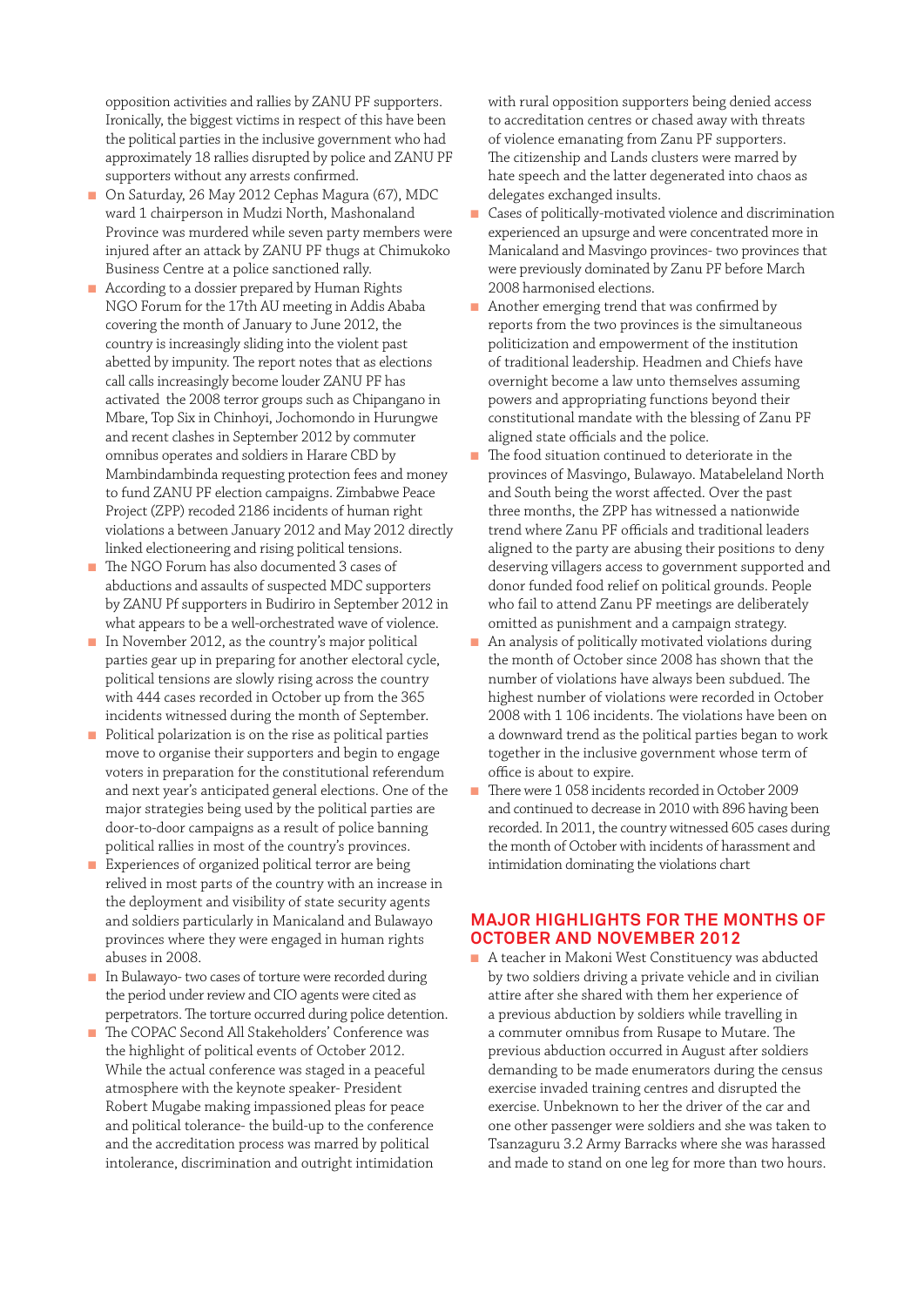opposition activities and rallies by ZANU PF supporters. Ironically, the biggest victims in respect of this have been the political parties in the inclusive government who had approximately 18 rallies disrupted by police and ZANU PF supporters without any arrests confirmed.

- On Saturday, 26 May 2012 Cephas Magura (67), MDC ward 1 chairperson in Mudzi North, Mashonaland Province was murdered while seven party members were injured after an attack by ZANU PF thugs at Chimukoko Business Centre at a police sanctioned rally.
- According to a dossier prepared by Human Rights NGO Forum for the 17th AU meeting in Addis Ababa covering the month of January to June 2012, the country is increasingly sliding into the violent past abetted by impunity. The report notes that as elections call calls increasingly become louder ZANU PF has activated the 2008 terror groups such as Chipangano in Mbare, Top Six in Chinhoyi, Jochomondo in Hurungwe and recent clashes in September 2012 by commuter omnibus operates and soldiers in Harare CBD by Mambindambinda requesting protection fees and money to fund ZANU PF election campaigns. Zimbabwe Peace Project (ZPP) recoded 2186 incidents of human right violations a between January 2012 and May 2012 directly linked electioneering and rising political tensions.
- The NGO Forum has also documented 3 cases of abductions and assaults of suspected MDC supporters by ZANU Pf supporters in Budiriro in September 2012 in what appears to be a well-orchestrated wave of violence.
- In November 2012, as the country's major political parties gear up in preparing for another electoral cycle, political tensions are slowly rising across the country with 444 cases recorded in October up from the 365 incidents witnessed during the month of September.
- Political polarization is on the rise as political parties move to organise their supporters and begin to engage voters in preparation for the constitutional referendum and next year's anticipated general elections. One of the major strategies being used by the political parties are door-to-door campaigns as a result of police banning political rallies in most of the country's provinces.
- Experiences of organized political terror are being relived in most parts of the country with an increase in the deployment and visibility of state security agents and soldiers particularly in Manicaland and Bulawayo provinces where they were engaged in human rights abuses in 2008.
- In Bulawayo- two cases of torture were recorded during the period under review and CIO agents were cited as perpetrators. The torture occurred during police detention.
- The COPAC Second All Stakeholders' Conference was the highlight of political events of October 2012. While the actual conference was staged in a peaceful atmosphere with the keynote speaker- President Robert Mugabe making impassioned pleas for peace and political tolerance- the build-up to the conference and the accreditation process was marred by political intolerance, discrimination and outright intimidation with rural opposition supporters being denied access to accreditation centres or chased away with threats of violence emanating from Zanu PF supporters. The citizenship and Lands clusters were marred by hate speech and the latter degenerated into chaos as delegates exchanged insults.
- Cases of politically-motivated violence and discrimination experienced an upsurge and were concentrated more in Manicaland and Masvingo provinces- two provinces that were previously dominated by Zanu PF before March 2008 harmonised elections.
- Another emerging trend that was confirmed by reports from the two provinces is the simultaneous politicization and empowerment of the institution of traditional leadership. Headmen and Chiefs have overnight become a law unto themselves assuming powers and appropriating functions beyond their constitutional mandate with the blessing of Zanu PF aligned state officials and the police.
- The food situation continued to deteriorate in the provinces of Masvingo, Bulawayo. Matabeleland North and South being the worst affected. Over the past three months, the ZPP has witnessed a nationwide trend where Zanu PF officials and traditional leaders aligned to the party are abusing their positions to deny deserving villagers access to government supported and donor funded food relief on political grounds. People who fail to attend Zanu PF meetings are deliberately omitted as punishment and a campaign strategy.
- An analysis of politically motivated violations during the month of October since 2008 has shown that the number of violations have always been subdued. The highest number of violations were recorded in October 2008 with 1 106 incidents. The violations have been on a downward trend as the political parties began to work together in the inclusive government whose term of office is about to expire.
- There were 1 058 incidents recorded in October 2009 and continued to decrease in 2010 with 896 having been recorded. In 2011, the country witnessed 605 cases during the month of October with incidents of harassment and intimidation dominating the violations chart

## MAJOR HIGHLIGHTS FOR THE MONTHS OF OCTOBER AND NOVEMBER 2012

- A teacher in Makoni West Constituency was abducted by two soldiers driving a private vehicle and in civilian attire after she shared with them her experience of a previous abduction by soldiers while travelling in a commuter omnibus from Rusape to Mutare. The previous abduction occurred in August after soldiers demanding to be made enumerators during the census exercise invaded training centres and disrupted the exercise. Unbeknown to her the driver of the car and one other passenger were soldiers and she was taken to Tsanzaguru 3.2 Army Barracks where she was harassed and made to stand on one leg for more than two hours.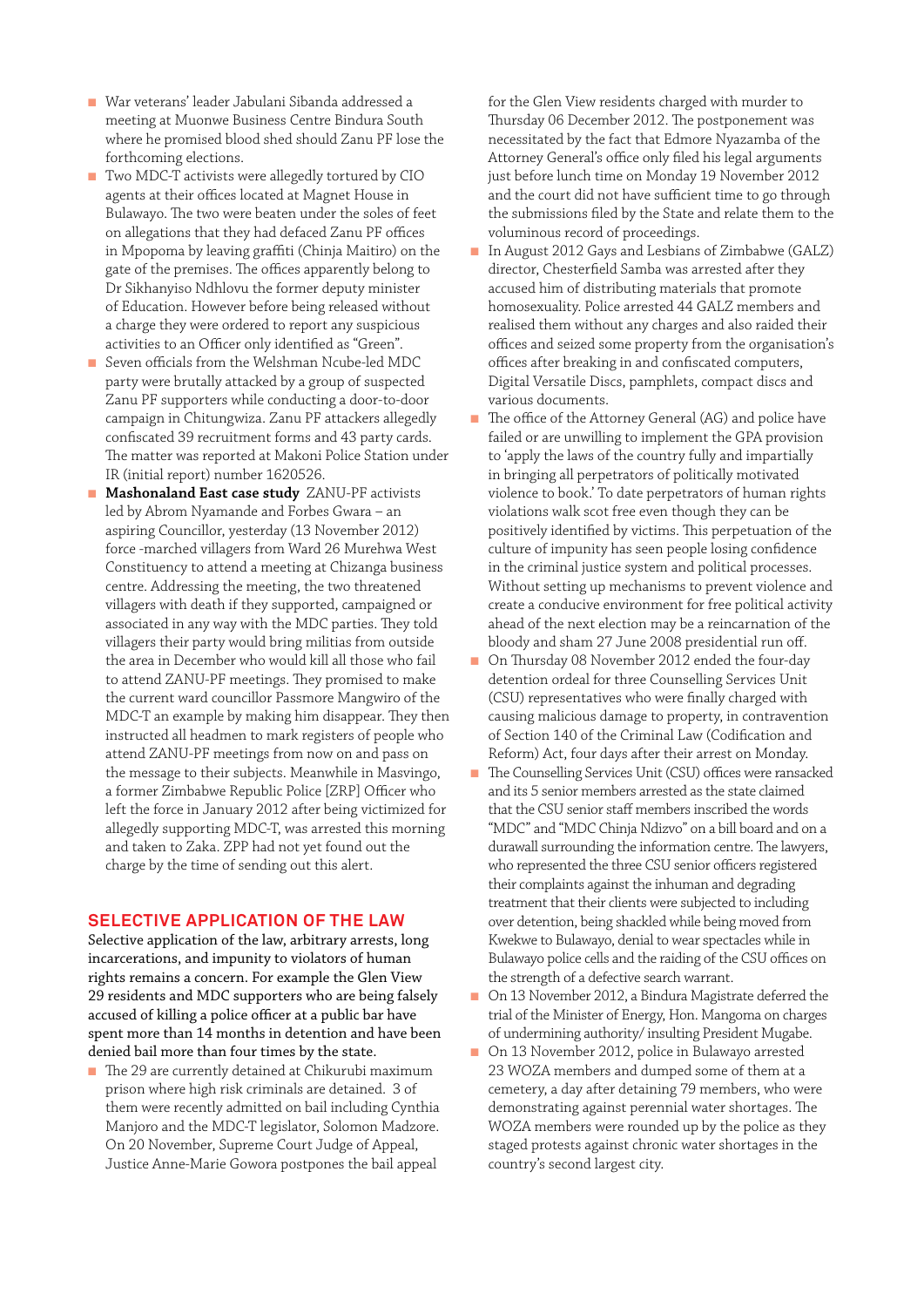- War veterans' leader Jabulani Sibanda addressed a meeting at Muonwe Business Centre Bindura South where he promised blood shed should Zanu PF lose the forthcoming elections.
- Two MDC-T activists were allegedly tortured by CIO agents at their offices located at Magnet House in Bulawayo. The two were beaten under the soles of feet on allegations that they had defaced Zanu PF offices in Mpopoma by leaving graffiti (Chinja Maitiro) on the gate of the premises. The offices apparently belong to Dr Sikhanyiso Ndhlovu the former deputy minister of Education. However before being released without a charge they were ordered to report any suspicious activities to an Officer only identified as "Green".
- Seven officials from the Welshman Ncube-led MDC party were brutally attacked by a group of suspected Zanu PF supporters while conducting a door-to-door campaign in Chitungwiza. Zanu PF attackers allegedly confiscated 39 recruitment forms and 43 party cards. The matter was reported at Makoni Police Station under IR (initial report) number 1620526.
- **Mashonaland East case study** ZANU-PF activists led by Abrom Nyamande and Forbes Gwara – an aspiring Councillor, yesterday (13 November 2012) force -marched villagers from Ward 26 Murehwa West Constituency to attend a meeting at Chizanga business centre. Addressing the meeting, the two threatened villagers with death if they supported, campaigned or associated in any way with the MDC parties. They told villagers their party would bring militias from outside the area in December who would kill all those who fail to attend ZANU-PF meetings. They promised to make the current ward councillor Passmore Mangwiro of the MDC-T an example by making him disappear. They then instructed all headmen to mark registers of people who attend ZANU-PF meetings from now on and pass on the message to their subjects. Meanwhile in Masvingo, a former Zimbabwe Republic Police [ZRP] Officer who left the force in January 2012 after being victimized for allegedly supporting MDC-T, was arrested this morning and taken to Zaka. ZPP had not yet found out the charge by the time of sending out this alert.

## SELECTIVE APPLICATION OF THE LAW

Selective application of the law, arbitrary arrests, long incarcerations, and impunity to violators of human rights remains a concern. For example the Glen View 29 residents and MDC supporters who are being falsely accused of killing a police officer at a public bar have spent more than 14 months in detention and have been denied bail more than four times by the state.

- The 29 are currently detained at Chikurubi maximum prison where high risk criminals are detained. 3 of them were recently admitted on bail including Cynthia Manjoro and the MDC-T legislator, Solomon Madzore. On 20 November, Supreme Court Judge of Appeal, Justice Anne-Marie Gowora postpones the bail appeal for the Glen View residents charged with murder to Thursday 06 December 2012. The postponement was necessitated by the fact that Edmore Nyazamba of the Attorney General's office only filed his legal arguments just before lunch time on Monday 19 November 2012 and the court did not have sufficient time to go through the submissions filed by the State and relate them to the voluminous record of proceedings.
- In August 2012 Gays and Lesbians of Zimbabwe (GALZ) director, Chesterfield Samba was arrested after they accused him of distributing materials that promote homosexuality. Police arrested 44 GALZ members and realised them without any charges and also raided their offices and seized some property from the organisation's offices after breaking in and confiscated computers, Digital Versatile Discs, pamphlets, compact discs and various documents.
- The office of the Attorney General (AG) and police have failed or are unwilling to implement the GPA provision to 'apply the laws of the country fully and impartially in bringing all perpetrators of politically motivated violence to book.' To date perpetrators of human rights violations walk scot free even though they can be positively identified by victims. This perpetuation of the culture of impunity has seen people losing confidence in the criminal justice system and political processes. Without setting up mechanisms to prevent violence and create a conducive environment for free political activity ahead of the next election may be a reincarnation of the bloody and sham 27 June 2008 presidential run off.
- On Thursday 08 November 2012 ended the four-day detention ordeal for three Counselling Services Unit (CSU) representatives who were finally charged with causing malicious damage to property, in contravention of Section 140 of the Criminal Law (Codification and Reform) Act, four days after their arrest on Monday.
- The Counselling Services Unit (CSU) offices were ransacked and its 5 senior members arrested as the state claimed that the CSU senior staff members inscribed the words "MDC" and "MDC Chinja Ndizvo" on a bill board and on a durawall surrounding the information centre. The lawyers, who represented the three CSU senior officers registered their complaints against the inhuman and degrading treatment that their clients were subjected to including over detention, being shackled while being moved from Kwekwe to Bulawayo, denial to wear spectacles while in Bulawayo police cells and the raiding of the CSU offices on the strength of a defective search warrant.
- On 13 November 2012, a Bindura Magistrate deferred the trial of the Minister of Energy, Hon. Mangoma on charges of undermining authority/ insulting President Mugabe.
- On 13 November 2012, police in Bulawayo arrested 23 WOZA members and dumped some of them at a cemetery, a day after detaining 79 members, who were demonstrating against perennial water shortages. The WOZA members were rounded up by the police as they staged protests against chronic water shortages in the country's second largest city.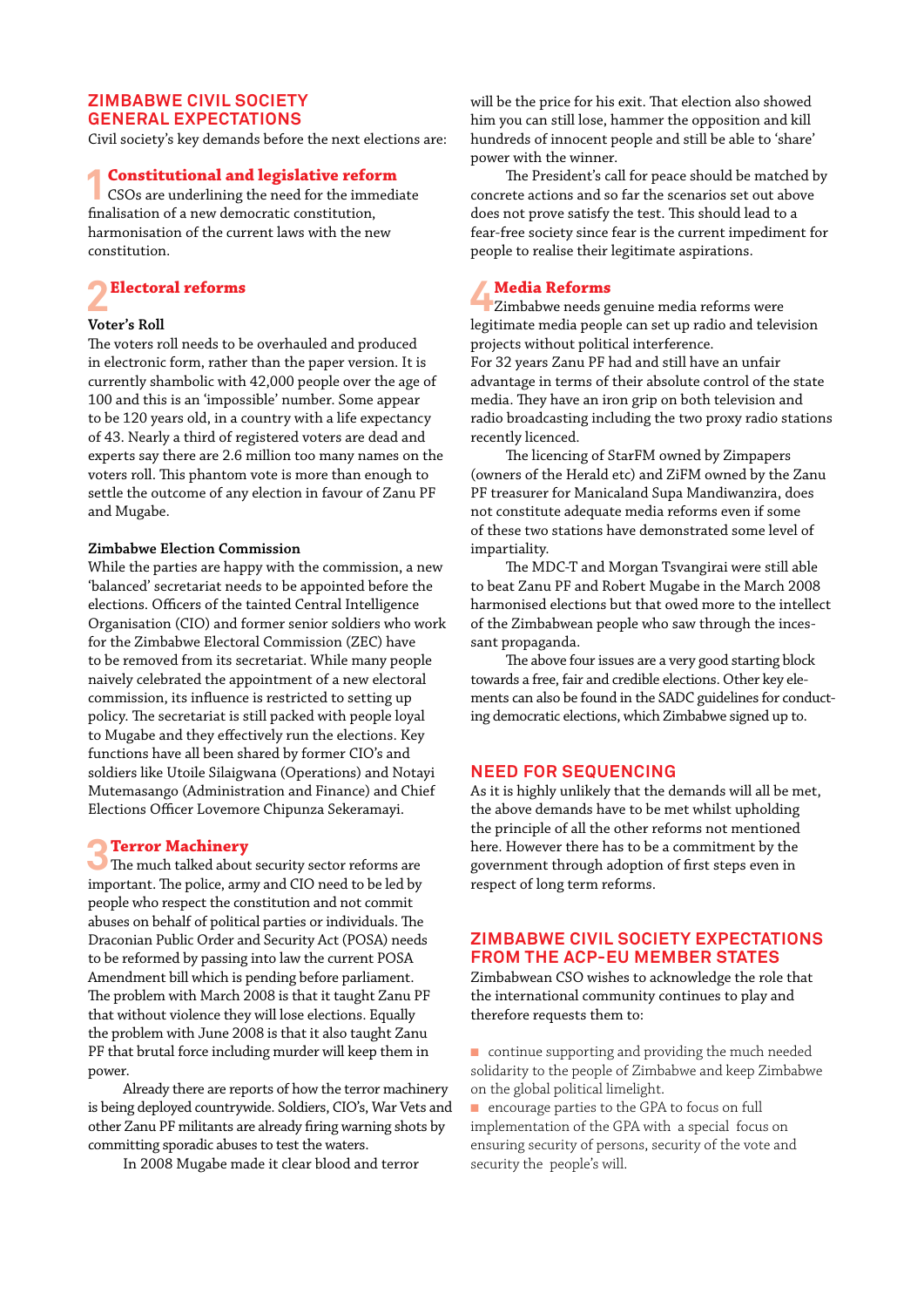## ZIMBABWE CIVIL SOCIETY GENERAL EXPECTATIONS

Civil society's key demands before the next elections are:

### 1 Constitutional and legislative reform

CSOs are underlining the need for the immediate finalisation of a new democratic constitution, harmonisation of the current laws with the new constitution.

### 2 Electoral reforms

**Voter's Roll**

The voters roll needs to be overhauled and produced in electronic form, rather than the paper version. It is currently shambolic with 42,000 people over the age of 100 and this is an 'impossible' number. Some appear to be 120 years old, in a country with a life expectancy of 43. Nearly a third of registered voters are dead and experts say there are 2.6 million too many names on the voters roll. This phantom vote is more than enough to settle the outcome of any election in favour of Zanu PF and Mugabe.

**Zimbabwe Election Commission**

While the parties are happy with the commission, a new 'balanced' secretariat needs to be appointed before the elections. Officers of the tainted Central Intelligence Organisation (CIO) and former senior soldiers who work for the Zimbabwe Electoral Commission (ZEC) have to be removed from its secretariat. While many people naively celebrated the appointment of a new electoral commission, its influence is restricted to setting up policy. The secretariat is still packed with people loyal to Mugabe and they effectively run the elections. Key functions have all been shared by former CIO's and soldiers like Utoile Silaigwana (Operations) and Notayi Mutemasango (Administration and Finance) and Chief Elections Officer Lovemore Chipunza Sekeramayi.

### 3 Terror Machinery

The much talked about security sector reforms are important. The police, army and CIO need to be led by people who respect the constitution and not commit abuses on behalf of political parties or individuals. The Draconian Public Order and Security Act (POSA) needs to be reformed by passing into law the current POSA Amendment bill which is pending before parliament. The problem with March 2008 is that it taught Zanu PF that without violence they will lose elections. Equally the problem with June 2008 is that it also taught Zanu PF that brutal force including murder will keep them in power.

Already there are reports of how the terror machinery is being deployed countrywide. Soldiers, CIO's, War Vets and other Zanu PF militants are already firing warning shots by committing sporadic abuses to test the waters.

In 2008 Mugabe made it clear blood and terror will be the price for his exit. That election also showed him you can still lose, hammer the opposition and kill hundreds of innocent people and still be able to 'share' power with the winner.

The President's call for peace should be matched by concrete actions and so far the scenarios set out above does not prove satisfy the test. This should lead to a fear-free society since fear is the current impediment for people to realise their legitimate aspirations.

### 4 Media Reforms

Zimbabwe needs genuine media reforms were legitimate media people can set up radio and television projects without political interference.

For 32 years Zanu PF had and still have an unfair advantage in terms of their absolute control of the state media. They have an iron grip on both television and radio broadcasting including the two proxy radio stations recently licenced.

The licencing of StarFM owned by Zimpapers (owners of the Herald etc) and ZiFM owned by the Zanu PF treasurer for Manicaland Supa Mandiwanzira, does not constitute adequate media reforms even if some of these two stations have demonstrated some level of impartiality.

The MDC-T and Morgan Tsvangirai were still able to beat Zanu PF and Robert Mugabe in the March 2008 harmonised elections but that owed more to the intellect of the Zimbabwean people who saw through the incessant propaganda.

The above four issues are a very good starting block towards a free, fair and credible elections. Other key elements can also be found in the SADC guidelines for conducting democratic elections, which Zimbabwe signed up to.

## NEED FOR SEQUENCING

As it is highly unlikely that the demands will all be met, the above demands have to be met whilst upholding the principle of all the other reforms not mentioned here. However there has to be a commitment by the government through adoption of first steps even in respect of long term reforms.

## ZIMBABWE CIVIL SOCIETY EXPECTATIONS FROM THE ACP-EU MEMBER STATES

Zimbabwean CSO wishes to acknowledge the role that the international community continues to play and therefore requests them to:

- continue supporting and providing the much needed solidarity to the people of Zimbabwe and keep Zimbabwe on the global political limelight.
- encourage parties to the GPA to focus on full implementation of the GPA with a special focus on ensuring security of persons, security of the vote and security the people's will.